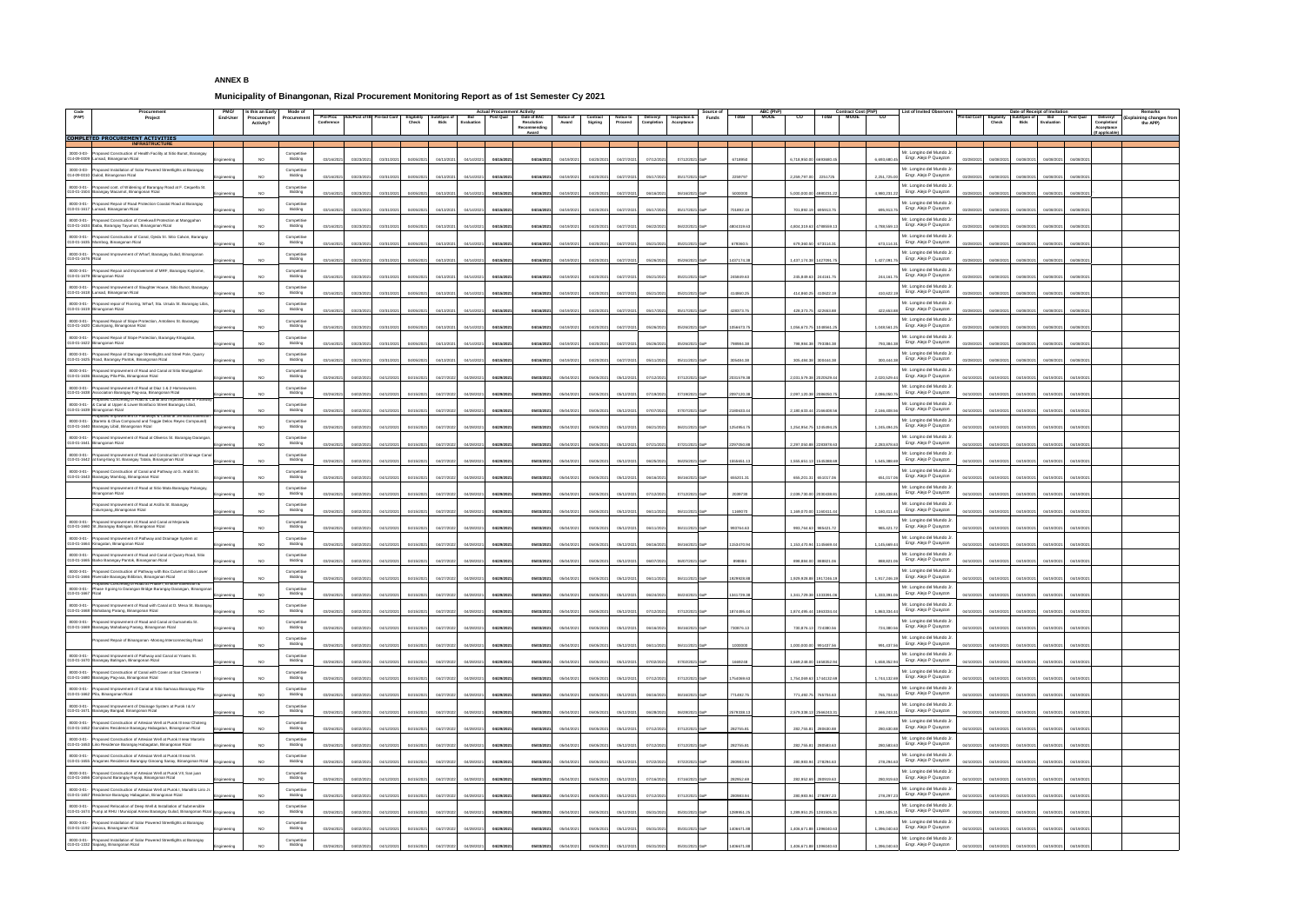**ANNEX B**

## Municipality of Binangonan, Rizal Procurement Monitoring Report as of 1st Semester Cy 2021

| Code (PAP) | Procurement Project | PMO/ End-User | Is this an Early Procurement Activity? | Mode of Procurement | Actual Procurement Activity | | | | | | | | | | | | | Source of Funds | ABC (PhP) | | | Contract Cost (PhP) | | | List of Invited Observers | Date of Receipt of Invitation | | | | | | Remarks (Explaining changes from the APP) |
|---|---|---|---|---|---|---|---|---|---|---|---|---|---|---|---|---|---|---|---|---|---|---|---|---|---|---|---|---|---|---|---|---|
| | | | | | Pre-Proc Conference | Ads/Post of IB | Pre-bid Conf | Eligibility Check | Sub/Open of Bids | Bid Evaluation | Post Qual | Date of BAC Resolution Recommending Award | Notice of Award | Contract Signing | Notice to Proceed | Delivery/ Completion | Inspection & Acceptance | | Total | MOOE | CO | Total | MOOE | CO | | Pre-bid Conf | Eligibility Check | Sub/Open of Bids | Bid Evaluation | Post Qual | Delivery/ Completion/ Acceptance (If applicable) | |
| **COMPLETED PROCUREMENT ACTIVITIES** | | | | | | | | | | | | | | | | | | | | | | | | | | | | | | | | |
| **INFRASTRUCTURE** | | | | | | | | | | | | | | | | | | | | | | | | | | | | | | | | |
| 8000-3-01-014-08-0009 | Proposed Construction of Health Facility at Sitio Bunot, Barangay Lunsad, Binangonan Rizal | Engineering | NO | Competitive Bidding | 03/16/2021 | 03/23/2021 | 03/31/2021 | 04/06/2021 | 04/13/2021 | 04/14/2021 | 04/16/2021 | 04/16/2021 | 04/19/2021 | 04/20/2021 | 04/27/2021 | 07/12/2021 | 07/12/2021 | GoP | 6718950 | | 6,718,950.00 | 6693980.46 | | 6,693,980.46 | Mr. Longino del Mundo Jr. Engr. Alejo P Quayzon | 03/26/2021 | 04/08/2021 | 04/08/2021 | 04/08/2021 | 04/08/2021 | | |
| 8000-3-01-014-08-0010 | Proposed Installation of Solar Powered Streetlights at Barangay Gulod, Binangonan Rizal | Engineering | NO | Competitive Bidding | 03/16/2021 | 03/23/2021 | 03/31/2021 | 04/06/2021 | 04/13/2021 | 04/14/2021 | 04/16/2021 | 04/16/2021 | 04/19/2021 | 04/20/2021 | 04/27/2021 | 05/17/2021 | 05/17/2021 | GoP | 2259797 | | 2,259,797.00 | 2251725 | | 2,251,725.00 | Mr. Longino del Mundo Jr. Engr. Alejo P Quayzon | 03/26/2021 | 04/08/2021 | 04/08/2021 | 04/08/2021 | 04/08/2021 | | |
| 8000-3-01-010-01-1615 | Proposed cont. of Widening of Barangay Road at P. Cerpanto St. Barangay Macamot, Binangonan Rizal | Engineering | NO | Competitive Bidding | 03/16/2021 | 03/23/2021 | 03/31/2021 | 04/06/2021 | 04/13/2021 | 04/14/2021 | 04/16/2021 | 04/16/2021 | 04/19/2021 | 04/20/2021 | 04/27/2021 | 06/16/2021 | 06/16/2021 | GoP | 5000000 | | 5,000,000.00 | 4980231.22 | | 4,980,231.22 | Mr. Longino del Mundo Jr. Engr. Alejo P Quayzon | 03/26/2021 | 04/08/2021 | 04/08/2021 | 04/08/2021 | 04/08/2021 | | |
| 8000-3-01-010-01-1617 | Proposed Repair of Road Protection Coastal Road at Barangay Lunsad, Binangonan Rizal | Engineering | NO | Competitive Bidding | 03/16/2021 | 03/23/2021 | 03/31/2021 | 04/06/2021 | 04/13/2021 | 04/14/2021 | 04/16/2021 | 04/16/2021 | 04/19/2021 | 04/20/2021 | 04/27/2021 | 05/17/2021 | 05/17/2021 | GoP | 701892.19 | | 701,892.19 | 695913.75 | | 695,913.75 | Mr. Longino del Mundo Jr. Engr. Alejo P Quayzon | 03/26/2021 | 04/08/2021 | 04/08/2021 | 04/08/2021 | 04/08/2021 | | |
| 8000-3-01-010-01-1633 | Proposed Construction of Creekwall Protection at Manggahan Baba, Barangay Tayuman, Binangonan Rizal | Engineering | NO | Competitive Bidding | 03/16/2021 | 03/23/2021 | 03/31/2021 | 04/06/2021 | 04/13/2021 | 04/14/2021 | 04/16/2021 | 04/16/2021 | 04/19/2021 | 04/20/2021 | 04/27/2021 | 06/22/2021 | 06/22/2021 | GoP | 4804319.63 | | 4,804,319.63 | 4789569.13 | | 4,789,569.13 | Mr. Longino del Mundo Jr. Engr. Alejo P Quayzon | 03/26/2021 | 04/08/2021 | 04/08/2021 | 04/08/2021 | 04/08/2021 | | |
| 8000-3-01-010-01-1635 | Proposed Construction of Canal, Ojeda St. Sitio Calvo, Barangay Mambog, Binangonan Rizal | Engineering | NO | Competitive Bidding | 03/16/2021 | 03/23/2021 | 03/31/2021 | 04/06/2021 | 04/13/2021 | 04/14/2021 | 04/16/2021 | 04/16/2021 | 04/19/2021 | 04/20/2021 | 04/27/2021 | 05/21/2021 | 05/21/2021 | GoP | 679240.5 | | 679,240.50 | 673114.31 | | 673,114.31 | Mr. Longino del Mundo Jr. Engr. Alejo P Quayzon | 03/26/2021 | 04/08/2021 | 04/08/2021 | 04/08/2021 | 04/08/2021 | | |
| 8000-3-01-010-01-1676 | Proposed Improvement of Wharf, Barangay Buled, Binangonan Rizal | Engineering | NO | Competitive Bidding | 03/16/2021 | 03/23/2021 | 03/31/2021 | 04/06/2021 | 04/13/2021 | 04/14/2021 | 04/16/2021 | 04/16/2021 | 04/19/2021 | 04/20/2021 | 04/27/2021 | 05/26/2021 | 05/26/2021 | GoP | 1437174.38 | | 1,437,174.38 | 1427091.75 | | 1,427,091.75 | Mr. Longino del Mundo Jr. Engr. Alejo P Quayzon | 03/26/2021 | 04/08/2021 | 04/08/2021 | 04/08/2021 | 04/08/2021 | | |
| 8000-3-01-010-01-1678 | Proposed Repair and Improvement of MRF, Barangay Kaytome, Binangonan Rizal | Engineering | NO | Competitive Bidding | 03/16/2021 | 03/23/2021 | 03/31/2021 | 04/06/2021 | 04/13/2021 | 04/14/2021 | 04/16/2021 | 04/16/2021 | 04/19/2021 | 04/20/2021 | 04/27/2021 | 05/21/2021 | 05/21/2021 | GoP | 245899.63 | | 245,899.63 | 244161.75 | | 244,161.75 | Mr. Longino del Mundo Jr. Engr. Alejo P Quayzon | 03/26/2021 | 04/08/2021 | 04/08/2021 | 04/08/2021 | 04/08/2021 | | |
| 8000-3-01-010-01-1638 | Proposed Construction of Slaughter House, Sitio Bunot, Barangay Lunsad, Binangonan Rizal | Engineering | NO | Competitive Bidding | 03/16/2021 | 03/23/2021 | 03/31/2021 | 04/06/2021 | 04/13/2021 | 04/14/2021 | 04/16/2021 | 04/16/2021 | 04/19/2021 | 04/20/2021 | 04/27/2021 | 05/21/2021 | 05/21/2021 | GoP | 414860.25 | | 414,860.25 | 410622.19 | | 410,622.19 | Mr. Longino del Mundo Jr. Engr. Alejo P Quayzon | 03/26/2021 | 04/08/2021 | 04/08/2021 | 04/08/2021 | 04/08/2021 | | |
| 8000-3-01-010-01-1619 | Proposed Repair of Flooring, Wharf, Sta. Ursula St. Barangay Libid, Binangonan Rizal | Engineering | NO | Competitive Bidding | 03/16/2021 | 03/23/2021 | 03/31/2021 | 04/06/2021 | 04/13/2021 | 04/14/2021 | 04/16/2021 | 04/16/2021 | 04/19/2021 | 04/20/2021 | 04/27/2021 | 05/17/2021 | 05/17/2021 | GoP | 428373.75 | | 428,373.75 | 422563.88 | | 422,563.88 | Mr. Longino del Mundo Jr. Engr. Alejo P Quayzon | 03/26/2021 | 04/08/2021 | 04/08/2021 | 04/08/2021 | 04/08/2021 | | |
| 8000-3-01-010-01-1620 | Proposed Repair of Slope Protection, Antolines St. Barangay Calumpang, Binangonan Rizal | Engineering | NO | Competitive Bidding | 03/16/2021 | 03/23/2021 | 03/31/2021 | 04/06/2021 | 04/13/2021 | 04/14/2021 | 04/16/2021 | 04/16/2021 | 04/19/2021 | 04/20/2021 | 04/27/2021 | 05/26/2021 | 05/26/2021 | GoP | 1056673.75 | | 1,056,673.75 | 1049561.25 | | 1,049,561.25 | Mr. Longino del Mundo Jr. Engr. Alejo P Quayzon | 03/26/2021 | 04/08/2021 | 04/08/2021 | 04/08/2021 | 04/08/2021 | | |
| 8000-3-01-010-01-1622 | Proposed Repair of Slope Protection, Barangay Kinagatan, Binangonan Rizal | Engineering | NO | Competitive Bidding | 03/16/2021 | 03/23/2021 | 03/31/2021 | 04/06/2021 | 04/13/2021 | 04/14/2021 | 04/16/2021 | 04/16/2021 | 04/19/2021 | 04/20/2021 | 04/27/2021 | 05/26/2021 | 05/26/2021 | GoP | 798994.38 | | 798,994.38 | 793386.38 | | 793,386.38 | Mr. Longino del Mundo Jr. Engr. Alejo P Quayzon | 03/26/2021 | 04/08/2021 | 04/08/2021 | 04/08/2021 | 04/08/2021 | | |
| 8000-3-01-010-01-1625 | Proposed Repair of Damage Streetlights and Steel Pole, Quarry Road, Barangay Pantok, Binangonan Rizal | Engineering | NO | Competitive Bidding | 03/16/2021 | 03/23/2021 | 03/31/2021 | 04/06/2021 | 04/13/2021 | 04/14/2021 | 04/16/2021 | 04/16/2021 | 04/19/2021 | 04/20/2021 | 04/27/2021 | 05/11/2021 | 05/11/2021 | GoP | 305494.38 | | 305,494.38 | 300444.38 | | 300,444.38 | Mr. Longino del Mundo Jr. Engr. Alejo P Quayzon | 03/26/2021 | 04/08/2021 | 04/08/2021 | 04/08/2021 | 04/08/2021 | | |
| 8000-3-01-010-01-1636 | Proposed Improvement of Road and Canal at Sitio Manggahan Barangay Pila-Pila, Binangonan Rizal | Engineering | NO | Competitive Bidding | 03/26/2021 | 04/02/2021 | 04/12/2021 | 04/16/2021 | 04/27/2021 | 04/28/2021 | 04/28/2021 | 05/03/2021 | 05/04/2021 | 05/06/2021 | 05/12/2021 | 07/12/2021 | 07/12/2021 | GoP | 2031579.38 | | 2,031,579.38 | 2020529.63 | | 2,020,529.63 | Mr. Longino del Mundo Jr. Engr. Alejo P Quayzon | 04/10/2021 | 04/10/2021 | 04/10/2021 | 04/10/2021 | 04/10/2021 | | |
| 8000-3-01-010-01-1638 | Proposed Improvement of Road at Diaz 1 & 2 Homeowners Association Barangay Pag-asa, Binangonan Rizal | Engineering | NO | Competitive Bidding | 03/26/2021 | 04/02/2021 | 04/12/2021 | 04/16/2021 | 04/27/2021 | 04/28/2021 | 04/28/2021 | 05/03/2021 | 05/04/2021 | 05/06/2021 | 05/12/2021 | 07/18/2021 | 07/18/2021 | GoP | 2097120.38 | | 2,097,120.38 | 2086055.75 | | 2,086,055.75 | Mr. Longino del Mundo Jr. Engr. Alejo P Quayzon | 04/10/2021 | 04/10/2021 | 04/10/2021 | 04/10/2021 | 04/10/2021 | | |
| 8000-3-01-010-01-1639 | Proposed Construction of Drainage Canal and Improvement of Pathway & Canal at Upper & Lower Bonifacio Street Barangay Libid, Binangonan Rizal | Engineering | NO | Competitive Bidding | 03/26/2021 | 04/02/2021 | 04/12/2021 | 04/16/2021 | 04/27/2021 | 04/28/2021 | 04/28/2021 | 05/03/2021 | 05/04/2021 | 05/06/2021 | 05/12/2021 | 07/07/2021 | 07/07/2021 | GoP | 2180633.44 | | 2,180,633.44 | 2166408.56 | | 2,166,408.56 | Mr. Longino del Mundo Jr. Engr. Alejo P Quayzon | 04/10/2021 | 04/10/2021 | 04/10/2021 | 04/10/2021 | 04/10/2021 | | |
| 8000-3-01-010-01-1640 | Proposed Construction of Pathways & Canal at Jeronimo Compound (Ramirez & Olive Compound) and Tegpal Delos Reyes Compound) Barangay Libid, Binangonan Rizal | Engineering | NO | Competitive Bidding | 03/26/2021 | 04/02/2021 | 04/12/2021 | 04/16/2021 | 04/27/2021 | 04/28/2021 | 04/28/2021 | 05/03/2021 | 05/04/2021 | 05/06/2021 | 05/12/2021 | 06/21/2021 | 06/21/2021 | GoP | 1254954.75 | | 1,254,954.75 | 1245496.25 | | 1,245,496.25 | Mr. Longino del Mundo Jr. Engr. Alejo P Quayzon | 04/10/2021 | 04/10/2021 | 04/10/2021 | 04/10/2021 | 04/10/2021 | | |
| 8000-3-01-010-01-1641 | Proposed Improvement of Road at Oliveros St. Barangay Darangan, Binangonan Rizal | Engineering | NO | Competitive Bidding | 03/26/2021 | 04/02/2021 | 04/12/2021 | 04/16/2021 | 04/27/2021 | 04/28/2021 | 04/28/2021 | 05/03/2021 | 05/04/2021 | 05/06/2021 | 05/12/2021 | 07/21/2021 | 07/21/2021 | GoP | 2297260.88 | | 2,297,260.88 | 2293378.63 | | 2,293,378.63 | Mr. Longino del Mundo Jr. Engr. Alejo P Quayzon | 04/10/2021 | 04/10/2021 | 04/10/2021 | 04/10/2021 | 04/10/2021 | | |
| 8000-3-01-010-01-1642 | Proposed Improvement of Road and Construction of Drainage Canal at Kang-Kang St. Barangay Tatala, Binangonan Rizal | Engineering | NO | Competitive Bidding | 03/26/2021 | 04/02/2021 | 04/12/2021 | 04/16/2021 | 04/27/2021 | 04/28/2021 | 04/28/2021 | 05/03/2021 | 05/04/2021 | 05/06/2021 | 05/12/2021 | 06/26/2021 | 06/26/2021 | GoP | 1555651.13 | | 1,555,651.13 | 1545388.69 | | 1,545,388.69 | Mr. Longino del Mundo Jr. Engr. Alejo P Quayzon | 04/10/2021 | 04/10/2021 | 04/10/2021 | 04/10/2021 | 04/10/2021 | | |
| 8000-3-01-010-01-1643 | Proposed Construction of Canal and Pathway at G. Anabil St. Barangay Mambog, Binangonan Rizal | Engineering | NO | Competitive Bidding | 03/26/2021 | 04/02/2021 | 04/12/2021 | 04/16/2021 | 04/27/2021 | 04/28/2021 | 04/28/2021 | 05/03/2021 | 05/04/2021 | 05/06/2021 | 05/12/2021 | 06/16/2021 | 06/16/2021 | GoP | 656231.31 | | 656,231.31 | 651017.06 | | 651,017.06 | Mr. Longino del Mundo Jr. Engr. Alejo P Quayzon | 04/10/2021 | 04/10/2021 | 04/10/2021 | 04/10/2021 | 04/10/2021 | | |
| | Proposed Improvement of Road at Sitio Mata Barangay Palangoy, Binangonan Rizal | Engineering | NO | Competitive Bidding | 03/26/2021 | 04/02/2021 | 04/12/2021 | 04/16/2021 | 04/27/2021 | 04/28/2021 | 04/28/2021 | 05/03/2021 | 05/04/2021 | 05/06/2021 | 05/12/2021 | 07/12/2021 | 07/12/2021 | GoP | 2039730 | | 2,039,730.00 | 2030438.81 | | 2,030,438.81 | Mr. Longino del Mundo Jr. Engr. Alejo P Quayzon | 04/10/2021 | 04/10/2021 | 04/10/2021 | 04/10/2021 | 04/10/2021 | | |
| | Proposed Improvement of Road at Arellia St. Barangay Calumpang, Binangonan Rizal | Engineering | NO | Competitive Bidding | 03/26/2021 | 04/02/2021 | 04/12/2021 | 04/16/2021 | 04/27/2021 | 04/28/2021 | 04/28/2021 | 05/03/2021 | 05/04/2021 | 05/06/2021 | 05/12/2021 | 06/11/2021 | 06/11/2021 | GoP | 1169070 | | 1,169,070.00 | 1160431.64 | | 1,160,431.64 | Mr. Longino del Mundo Jr. Engr. Alejo P Quayzon | 04/10/2021 | 04/10/2021 | 04/10/2021 | 04/10/2021 | 04/10/2021 | | |
| 8000-3-01-010-01-1660 | Proposed Improvement of Road and Canal at Mejarada St. Barangay Batingan, Binangonan Rizal | Engineering | NO | Competitive Bidding | 03/26/2021 | 04/02/2021 | 04/12/2021 | 04/16/2021 | 04/27/2021 | 04/28/2021 | 04/28/2021 | 05/03/2021 | 05/04/2021 | 05/06/2021 | 05/12/2021 | 06/11/2021 | 06/11/2021 | GoP | 993744.63 | | 993,744.63 | 985421.72 | | 985,421.72 | Mr. Longino del Mundo Jr. Engr. Alejo P Quayzon | 04/10/2021 | 04/10/2021 | 04/10/2021 | 04/10/2021 | 04/10/2021 | | |
| 8000-3-01-010-01-1663 | Proposed Improvement of Pathway and Drainage System at Kinagatan, Binangonan Rizal | Engineering | NO | Competitive Bidding | 03/26/2021 | 04/02/2021 | 04/12/2021 | 04/16/2021 | 04/27/2021 | 04/28/2021 | 04/28/2021 | 05/03/2021 | 05/04/2021 | 05/06/2021 | 05/12/2021 | 06/16/2021 | 06/16/2021 | GoP | 1153470.94 | | 1,153,470.94 | 1145669.44 | | 1,145,669.44 | Mr. Longino del Mundo Jr. Engr. Alejo P Quayzon | 04/10/2021 | 04/10/2021 | 04/10/2021 | 04/10/2021 | 04/10/2021 | | |
| 8000-3-01-010-01-1665 | Proposed Improvement of Road and Canal at Quarry Road, Sitio Baiko Barangay Pantok, Binangonan Rizal | Engineering | NO | Competitive Bidding | 03/26/2021 | 04/02/2021 | 04/12/2021 | 04/16/2021 | 04/27/2021 | 04/28/2021 | 04/28/2021 | 05/03/2021 | 05/04/2021 | 05/06/2021 | 05/12/2021 | 06/07/2021 | 06/07/2021 | GoP | 898883 | | 898,883.00 | 888021.06 | | 888,021.06 | Mr. Longino del Mundo Jr. Engr. Alejo P Quayzon | 04/10/2021 | 04/10/2021 | 04/10/2021 | 04/10/2021 | 04/10/2021 | | |
| 8000-3-01-010-01-1666 | Proposed Construction of Pathway with Box Culvert at Sitio Lower Riverside Barangay Bilibiran, Binangonan Rizal | Engineering | NO | Competitive Bidding | 03/26/2021 | 04/02/2021 | 04/12/2021 | 04/16/2021 | 04/27/2021 | 04/28/2021 | 04/28/2021 | 05/03/2021 | 05/04/2021 | 05/06/2021 | 05/12/2021 | 06/11/2021 | 06/11/2021 | GoP | 1929920.88 | | 1,929,920.88 | 1917246.19 | | 1,917,246.19 | Mr. Longino del Mundo Jr. Engr. Alejo P Quayzon | 04/10/2021 | 04/10/2021 | 04/10/2021 | 04/10/2021 | 04/10/2021 | | |
| 8000-3-01-010-01-1667 | Proposed Concreting of Road from ... Phase II going to Darangan Bridge Barangay Darangan, Binangonan Rizal | Engineering | NO | Competitive Bidding | 03/26/2021 | 04/02/2021 | 04/12/2021 | 04/16/2021 | 04/27/2021 | 04/28/2021 | 04/28/2021 | 05/03/2021 | 05/04/2021 | 05/06/2021 | 05/12/2021 | 06/24/2021 | 06/24/2021 | GoP | 1341729.38 | | 1,341,729.38 | 1333391.06 | | 1,333,391.06 | Mr. Longino del Mundo Jr. Engr. Alejo P Quayzon | 04/10/2021 | 04/10/2021 | 04/10/2021 | 04/10/2021 | 04/10/2021 | | |
| 8000-3-01-010-01-1668 | Proposed Improvement of Road with Canal at D. Mesa St. Barangay Mahabang Parang, Binangonan Rizal | Engineering | NO | Competitive Bidding | 03/26/2021 | 04/02/2021 | 04/12/2021 | 04/16/2021 | 04/27/2021 | 04/28/2021 | 04/28/2021 | 05/03/2021 | 05/04/2021 | 05/06/2021 | 05/12/2021 | 07/12/2021 | 07/12/2021 | GoP | 1874495.44 | | 1,874,495.44 | 1863326.44 | | 1,863,326.44 | Mr. Longino del Mundo Jr. Engr. Alejo P Quayzon | 04/10/2021 | 04/10/2021 | 04/10/2021 | 04/10/2021 | 04/10/2021 | | |
| 8000-3-01-010-01-1669 | Proposed Improvement of Road and Canal at Gumaneko St. Barangay Mahabang Parang, Binangonan Rizal | Engineering | NO | Competitive Bidding | 03/26/2021 | 04/02/2021 | 04/12/2021 | 04/16/2021 | 04/27/2021 | 04/28/2021 | 04/28/2021 | 05/03/2021 | 05/04/2021 | 05/06/2021 | 05/12/2021 | 06/16/2021 | 06/16/2021 | GoP | 730876.13 | | 730,876.13 | 724380.56 | | 724,380.56 | Mr. Longino del Mundo Jr. Engr. Alejo P Quayzon | 04/10/2021 | 04/10/2021 | 04/10/2021 | 04/10/2021 | 04/10/2021 | | |
| | Proposed Repair of Binangonan - Morong Interconnecting Road | Engineering | NO | Competitive Bidding | 03/26/2021 | 04/02/2021 | 04/12/2021 | 04/16/2021 | 04/27/2021 | 04/28/2021 | 04/28/2021 | 05/03/2021 | 05/04/2021 | 05/06/2021 | 05/12/2021 | 06/11/2021 | 06/11/2021 | GoP | 1000000 | | 1,000,000.00 | 991437.56 | | 991,437.56 | Mr. Longino del Mundo Jr. Engr. Alejo P Quayzon | 04/10/2021 | 04/10/2021 | 04/10/2021 | 04/10/2021 | 04/10/2021 | | |
| 8000-3-01-010-01-1670 | Proposed Improvement of Pathway and Canal at Ynares St. Barangay Batingan, Binangonan Rizal | Engineering | NO | Competitive Bidding | 03/26/2021 | 04/02/2021 | 04/12/2021 | 04/16/2021 | 04/27/2021 | 04/28/2021 | 04/28/2021 | 05/03/2021 | 05/04/2021 | 05/06/2021 | 05/12/2021 | 07/02/2021 | 07/02/2021 | GoP | 1468248 | | 1,468,248.00 | 1458352.94 | | 1,458,352.94 | Mr. Longino del Mundo Jr. Engr. Alejo P Quayzon | 04/10/2021 | 04/10/2021 | 04/10/2021 | 04/10/2021 | 04/10/2021 | | |
| 8000-3-01-010-01-1660 | Proposed Construction of Canal with Cover at San Clemente I Barangay Pag-asa, Binangonan Rizal | Engineering | NO | Competitive Bidding | 03/26/2021 | 04/02/2021 | 04/12/2021 | 04/16/2021 | 04/27/2021 | 04/28/2021 | 04/28/2021 | 05/03/2021 | 05/04/2021 | 05/06/2021 | 05/12/2021 | 07/12/2021 | 07/12/2021 | GoP | 1754069.63 | | 1,754,069.63 | 1744132.69 | | 1,744,132.69 | Mr. Longino del Mundo Jr. Engr. Alejo P Quayzon | 04/10/2021 | 04/10/2021 | 04/10/2021 | 04/10/2021 | 04/10/2021 | | |
| 8000-3-01-010-01-1662 | Proposed Improvement of Canal at Sitio Samona Barangay Pila-Pila, Binangonan Rizal | Engineering | NO | Competitive Bidding | 03/26/2021 | 04/02/2021 | 04/12/2021 | 04/16/2021 | 04/27/2021 | 04/28/2021 | 04/28/2021 | 05/03/2021 | 05/04/2021 | 05/06/2021 | 05/12/2021 | 06/16/2021 | 06/16/2021 | GoP | 771492.75 | | 771,492.75 | 765753.63 | | 765,753.63 | Mr. Longino del Mundo Jr. Engr. Alejo P Quayzon | 04/10/2021 | 04/10/2021 | 04/10/2021 | 04/10/2021 | 04/10/2021 | | |
| 8000-3-01-010-01-1671 | Proposed Improvement of Drainage System at Purok I & IV Barangay Bangad, Binangonan Rizal | Engineering | NO | Competitive Bidding | 03/26/2021 | 04/02/2021 | 04/12/2021 | 04/16/2021 | 04/27/2021 | 04/28/2021 | 04/28/2021 | 05/03/2021 | 05/04/2021 | 05/06/2021 | 05/12/2021 | 06/28/2021 | 06/28/2021 | GoP | 2579338.13 | | 2,579,338.13 | 2566243.31 | | 2,566,243.31 | Mr. Longino del Mundo Jr. Engr. Alejo P Quayzon | 04/10/2021 | 04/10/2021 | 04/10/2021 | 04/10/2021 | 04/10/2021 | | |
| 8000-3-01-010-01-1652 | Proposed Construction of Artesian Well at Purok III near Cheleng Gonzales Residence Barangay Habagatan, Binangonan Rizal | Engineering | NO | Competitive Bidding | 03/26/2021 | 04/02/2021 | 04/12/2021 | 04/16/2021 | 04/27/2021 | 04/28/2021 | 04/28/2021 | 05/03/2021 | 05/04/2021 | 05/06/2021 | 05/12/2021 | 07/12/2021 | 07/12/2021 | GoP | 282755.81 | | 282,755.81 | 280630.88 | | 280,630.88 | Mr. Longino del Mundo Jr. Engr. Alejo P Quayzon | 04/10/2021 | 04/10/2021 | 04/10/2021 | 04/10/2021 | 04/10/2021 | | |
| 8000-3-01-010-01-1653 | Proposed Construction of Artesian Well at Purok II near Marcelo Lito Residence Barangay Habagatan, Binangonan Rizal | Engineering | NO | Competitive Bidding | 03/26/2021 | 04/02/2021 | 04/12/2021 | 04/16/2021 | 04/27/2021 | 04/28/2021 | 04/28/2021 | 05/03/2021 | 05/04/2021 | 05/06/2021 | 05/12/2021 | 07/12/2021 | 07/12/2021 | GoP | 282755.81 | | 282,755.81 | 280583.63 | | 280,583.63 | Mr. Longino del Mundo Jr. Engr. Alejo P Quayzon | 04/10/2021 | 04/10/2021 | 04/10/2021 | 04/10/2021 | 04/10/2021 | | |
| 8000-3-01-010-01-1655 | Proposed Construction of Artesian Well at Purok III near Angeles Residence Barangay Ginoong Sanay, Binangonan Rizal | Engineering | NO | Competitive Bidding | 03/26/2021 | 04/02/2021 | 04/12/2021 | 04/16/2021 | 04/27/2021 | 04/28/2021 | 04/28/2021 | 05/03/2021 | 05/04/2021 | 05/06/2021 | 05/12/2021 | 07/22/2021 | 07/22/2021 | GoP | 280903.94 | | 280,903.94 | 278294.63 | | 278,294.63 | Mr. Longino del Mundo Jr. Engr. Alejo P Quayzon | 04/10/2021 | 04/10/2021 | 04/10/2021 | 04/10/2021 | 04/10/2021 | | |
| 8000-3-01-010-01-1656 | Proposed Construction of Artesian Well at Purok VII, Sta. Juan Compound Barangay Pag-asa, Binangonan Rizal | Engineering | NO | Competitive Bidding | 03/26/2021 | 04/02/2021 | 04/12/2021 | 04/16/2021 | 04/27/2021 | 04/28/2021 | 04/28/2021 | 05/03/2021 | 05/04/2021 | 05/06/2021 | 05/12/2021 | 07/16/2021 | 07/16/2021 | GoP | 282957.69 | | 282,957.69 | 280593.63 | | 280,593.63 | Mr. Longino del Mundo Jr. Engr. Alejo P Quayzon | 04/10/2021 | 04/10/2021 | 04/10/2021 | 04/10/2021 | 04/10/2021 | | |
| 8000-3-01-010-01-1657 | Proposed Construction of Artesian Well at Purok I, Mandilia Lino Jr. Residence Barangay Habagatan, Binangonan Rizal | Engineering | NO | Competitive Bidding | 03/26/2021 | 04/02/2021 | 04/12/2021 | 04/16/2021 | 04/27/2021 | 04/28/2021 | 04/28/2021 | 05/03/2021 | 05/04/2021 | 05/06/2021 | 05/12/2021 | 07/12/2021 | 07/12/2021 | GoP | 280903.94 | | 280,903.94 | 278287.23 | | 278,287.23 | Mr. Longino del Mundo Jr. Engr. Alejo P Quayzon | 04/10/2021 | 04/10/2021 | 04/10/2021 | 04/10/2021 | 04/10/2021 | | |
| 8000-3-01-010-01-1673 | Proposed Relocation of Deep Well & Installation of Submersible Pump at RHU I Municipal Annex Barangay Ithaca, Binangonan Rizal | Engineering | NO | Competitive Bidding | 03/26/2021 | 04/02/2021 | 04/12/2021 | 04/16/2021 | 04/27/2021 | 04/28/2021 | 04/28/2021 | 05/03/2021 | 05/04/2021 | 05/06/2021 | 05/12/2021 | 05/31/2021 | 05/31/2021 | GoP | 1289954.25 | | 1,289,954.25 | 1281505.31 | | 1,281,505.31 | Mr. Longino del Mundo Jr. Engr. Alejo P Quayzon | 04/10/2021 | 04/10/2021 | 04/10/2021 | 04/10/2021 | 04/10/2021 | | |
| 8000-3-01-010-01-1192 | Proposed Installation of Solar Powered Streetlights at Barangay Janosa, Binangonan Rizal | Engineering | NO | Competitive Bidding | 03/26/2021 | 04/02/2021 | 04/12/2021 | 04/16/2021 | 04/27/2021 | 04/28/2021 | 04/28/2021 | 05/03/2021 | 05/04/2021 | 05/06/2021 | 05/12/2021 | 05/31/2021 | 05/31/2021 | GoP | 1406671.88 | | 1,406,671.88 | 1396040.63 | | 1,396,040.63 | Mr. Longino del Mundo Jr. Engr. Alejo P Quayzon | 04/10/2021 | 04/10/2021 | 04/10/2021 | 04/10/2021 | 04/10/2021 | | |
| 8000-3-01-010-01-1202 | Proposed Installation of Solar Powered Streetlights at Barangay Bombong, Binangonan Rizal | Engineering | NO | Competitive Bidding | 03/26/2021 | 04/02/2021 | 04/12/2021 | 04/16/2021 | 04/27/2021 | 04/28/2021 | 04/28/2021 | 05/03/2021 | 05/04/2021 | 05/06/2021 | 05/12/2021 | 05/31/2021 | 05/31/2021 | GoP | 1406671.88 | | 1,406,671.88 | 1396040.63 | | 1,396,040.63 | Mr. Longino del Mundo Jr. Engr. Alejo P Quayzon | 04/10/2021 | 04/10/2021 | 04/10/2021 | 04/10/2021 | 04/10/2021 | | |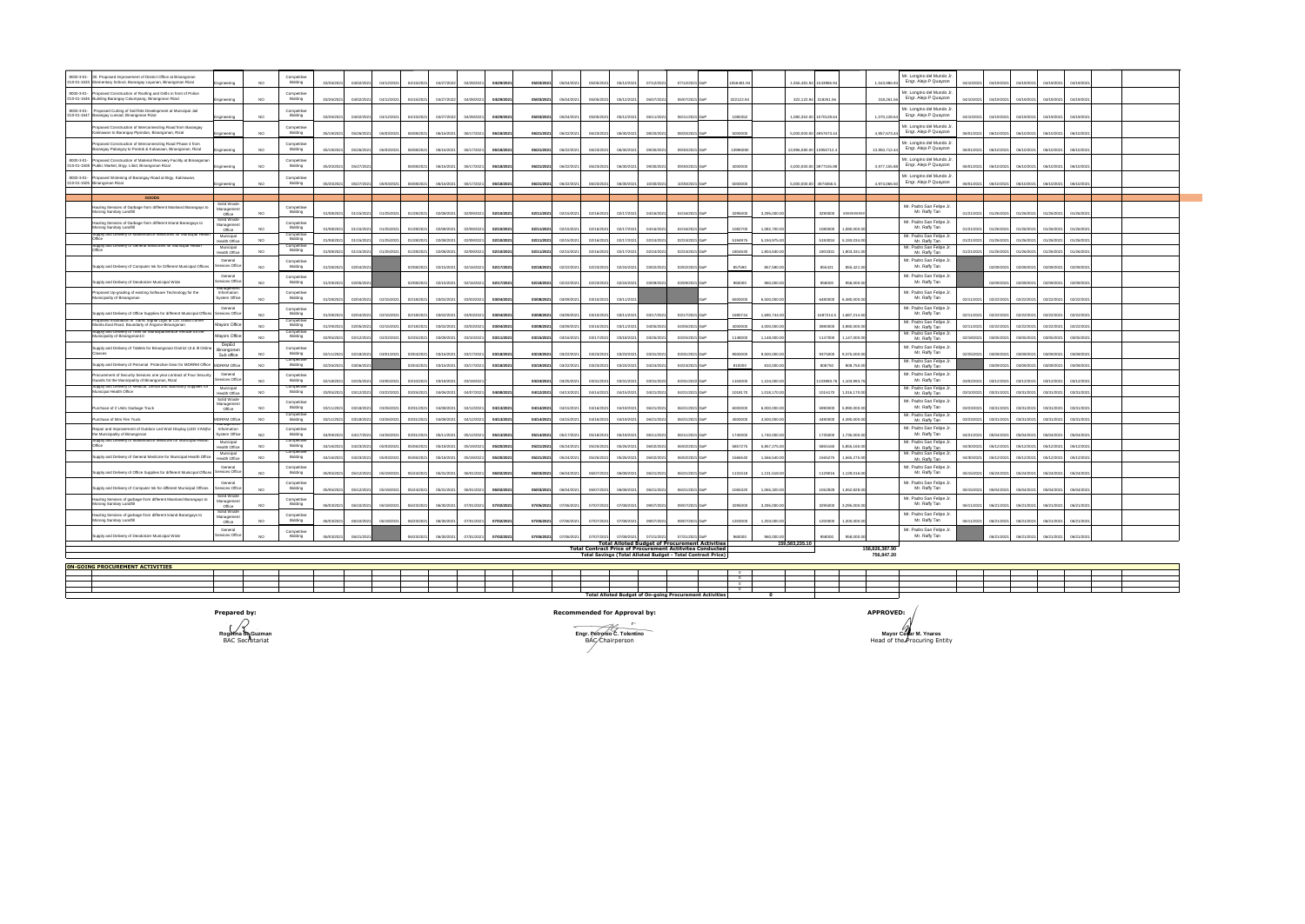| | | | | | | | | | | | | | | | | | | | | | | | | | | | | | | | |
|---|---|---|---|---|---|---|---|---|---|---|---|---|---|---|---|---|---|---|---|---|---|---|---|---|---|---|---|---|---|---|---|
| 8000-3-01-015-01-1603 | 39. Proposed Improvement of District Office at Binangonan Elementary School Barangay Layunan, Binangonan Rizal | Engineering | NO | Competitive Bidding | 03/26/2021 | 04/02/2021 | 04/12/2021 | 04/16/2021 | 04/27/2021 | 04/28/2021 | 04/28/2021 | 05/03/2021 | 05/04/2021 | 05/05/2021 | 05/12/2021 | 07/12/2021 | 07/12/2021 | GoP | 1556481.94 | | 1,556,481.94 | 1543986.94 | | 1,543,986.94 | Mr. Longino del Mundo Jr. Engr. Alejo P Quayzon | 04/10/2021 | 04/10/2021 | 04/10/2021 | 04/10/2021 | 04/10/2021 | |
| 8000-3-01-015-01-1646 | Proposed Construction of Roofing and Ceiling in front of Police Building Barangay Calumpang, Binangonan Rizal | Engineering | NO | Competitive Bidding | 03/26/2021 | 04/02/2021 | 04/12/2021 | 04/16/2021 | 04/27/2021 | 04/28/2021 | 04/28/2021 | 05/03/2021 | 05/04/2021 | 05/05/2021 | 05/12/2021 | 06/07/2021 | 06/07/2021 | GoP | 322122.94 | | 322,122.94 | 316261.56 | | 316,261.56 | Mr. Longino del Mundo Jr. Engr. Alejo P Quayzon | 04/10/2021 | 04/10/2021 | 04/10/2021 | 04/10/2021 | 04/10/2021 | |
| 8000-3-01-015-01-1647 | Proposed Cutting of Soil/Side Development at Municipal Jail Barangay Lunsad, Binangonan Rizal | Engineering | NO | Competitive Bidding | 03/26/2021 | 04/02/2021 | 04/12/2021 | 04/16/2021 | 04/27/2021 | 04/28/2021 | 04/28/2021 | 05/03/2021 | 05/04/2021 | 05/05/2021 | 05/12/2021 | 06/11/2021 | 06/11/2021 | GoP | 1080352 | | 1,080,352.00 | 1070128.64 | | 1,070,128.64 | Mr. Longino del Mundo Jr. Engr. Alejo P Quayzon | 04/10/2021 | 04/10/2021 | 04/10/2021 | 04/10/2021 | 04/10/2021 | |
| | Proposed Construction of Interconnecting Road from Barangay Kalinawan to Barangay Pipindan, Binangonan, Rizal | Engineering | NO | Competitive Bidding | 05/19/2021 | 05/26/2021 | 06/03/2021 | 06/08/2021 | 06/16/2021 | 06/17/2021 | 06/18/2021 | 06/21/2021 | 06/22/2021 | 06/23/2021 | 06/30/2021 | 08/20/2021 | 08/20/2021 | GoP | 5000000 | | 5,000,000.00 | 4957673.44 | | 4,957,673.44 | Mr. Longino del Mundo Jr. Engr. Alejo P Quayzon | 06/01/2021 | 06/10/2021 | 06/10/2021 | 06/10/2021 | 06/10/2021 | |
| | Proposed Construction of Interconnecting Road Phase 4 from Barangay Palangoy to Pantok & Kalawaan, Binangonan, Rizal | Engineering | NO | Competitive Bidding | 05/19/2021 | 05/26/2021 | 06/03/2021 | 06/08/2021 | 06/16/2021 | 06/17/2021 | 06/18/2021 | 06/21/2021 | 06/22/2021 | 06/23/2021 | 06/30/2021 | 09/30/2021 | 09/30/2021 | GoP | 13996880 | | 13,996,880.00 | 13950712.4 | | 13,950,712.40 | Mr. Longino del Mundo Jr. Engr. Alejo P Quayzon | 06/01/2021 | 06/10/2021 | 06/10/2021 | 06/10/2021 | 06/10/2021 | |
| 8000-3-01-015-01-1604 | Proposed Construction of Material Recovery Facility at Binangonan Public Market, Brgy. Libid, Binangonan Rizal | Engineering | NO | Competitive Bidding | 05/20/2021 | 05/27/2021 | | 06/08/2021 | 06/16/2021 | 06/17/2021 | 06/18/2021 | 06/21/2021 | 06/22/2021 | 06/23/2021 | 06/30/2021 | 09/30/2021 | 09/30/2021 | GoP | 4000000 | | 4,000,000.00 | 3977165.88 | | 3,977,165.88 | Mr. Longino del Mundo Jr. Engr. Alejo P Quayzon | 06/01/2021 | 06/10/2021 | 06/10/2021 | 06/10/2021 | 06/10/2021 | |
| 8000-3-01-015-01-1605 | Proposed Widening of Barangay Road at Brgy. Kalinawan, Binangonan Rizal | Engineering | NO | Competitive Bidding | 05/20/2021 | 05/27/2021 | 06/03/2021 | 06/08/2021 | 06/16/2021 | 06/17/2021 | 06/18/2021 | 06/21/2021 | 06/22/2021 | 06/23/2021 | 06/30/2021 | 10/30/2021 | 10/30/2021 | GoP | 5000000 | | 5,000,000.00 | 4974068.5 | | 4,974,068.50 | Mr. Longino del Mundo Jr. Engr. Alejo P Quayzon | 06/01/2021 | 06/10/2021 | 06/10/2021 | 06/10/2021 | 06/10/2021 | |
| | **GOODS** | | | | | | | | | | | | | | | | | | | | | | | | | | | | | | |
| | Hauling Services of Garbage from different Mainland Barangays to Morong Sanitary Landfill | Solid Waste Management Office | NO | Competitive Bidding | 01/08/2021 | 01/15/2021 | 01/25/2021 | 01/26/2021 | 02/08/2021 | 02/09/2021 | 02/10/2021 | 02/11/2021 | 02/15/2021 | 02/16/2021 | 02/17/2021 | 04/16/2021 | 04/16/2021 | GoP | 3295000 | 3,295,000.00 | | 3290000 | ######### | | Mr. Pedro San Felipe Jr. Mr. Rafly Tan | 01/21/2021 | 01/26/2021 | 01/26/2021 | 01/26/2021 | 01/26/2021 | |
| | Hauling Services of Garbage from different Island Barangays to Morong Sanitary Landfill | Solid Waste Management Office | NO | Competitive Bidding | 01/08/2021 | 01/15/2021 | 01/25/2021 | 01/26/2021 | 02/08/2021 | 02/09/2021 | 02/10/2021 | 02/11/2021 | 02/15/2021 | 02/16/2021 | 02/17/2021 | 04/16/2021 | 04/16/2021 | GoP | 1082700 | 1,082,700.00 | | 1080000 | 1,080,000.00 | | Mr. Pedro San Felipe Jr. Mr. Rafly Tan | 01/21/2021 | 01/26/2021 | 01/26/2021 | 01/26/2021 | 01/26/2021 | |
| | Supply and Delivery of Maintenance Medicines for Municipal Health Office | Municipal Health Office | NO | Competitive Bidding | 01/08/2021 | 01/15/2021 | 01/25/2021 | 01/26/2021 | 02/08/2021 | 02/09/2021 | 02/10/2021 | 02/11/2021 | 02/15/2021 | 02/16/2021 | 02/17/2021 | 02/24/2021 | 02/24/2021 | GoP | 5194975 | 5,194,975.00 | | 5193034 | 5,193,034.00 | | Mr. Pedro San Felipe Jr. Mr. Rafly Tan | 01/21/2021 | 01/26/2021 | 01/26/2021 | 01/26/2021 | 01/26/2021 | |
| | Supply and Delivery of General Medicines for Municipal Health Office | Municipal Health Office | NO | Competitive Bidding | 01/08/2021 | 01/15/2021 | 01/25/2021 | 01/26/2021 | 02/08/2021 | 02/09/2021 | 02/10/2021 | 02/11/2021 | 02/15/2021 | 02/16/2021 | 02/17/2021 | 02/24/2021 | 02/24/2021 | GoP | 1804630 | 1,804,630.00 | | 1803331 | 1,803,331.00 | | Mr. Pedro San Felipe Jr. Mr. Rafly Tan | 01/21/2021 | 01/26/2021 | 01/26/2021 | 01/26/2021 | 01/26/2021 | |
| | Supply and Delivery of Computer Ink for Different Municipal Offices | General Services Office | NO | Competitive Bidding | 01/28/2021 | 02/04/2021 | | 02/08/2021 | 02/15/2021 | 02/16/2021 | 02/17/2021 | 02/18/2021 | 02/22/2021 | 02/23/2021 | 02/24/2021 | 03/02/2021 | 03/02/2021 | GoP | 857580 | 857,580.00 | | 856421 | 856,421.00 | | Mr. Pedro San Felipe Jr. Mr. Rafly Tan | | 02/09/2021 | 02/09/2021 | 02/09/2021 | 02/09/2021 | |
| | Supply and Delivery of Deodorizer Municipal Wide | General Services Office | NO | Competitive Bidding | 01/28/2021 | 02/04/2021 | | 02/08/2021 | 02/15/2021 | 02/16/2021 | 02/17/2021 | 02/18/2021 | 02/22/2021 | 02/23/2021 | 02/24/2021 | 03/08/2021 | 03/08/2021 | GoP | 960000 | 960,000.00 | | 958000 | 958,000.00 | | Mr. Pedro San Felipe Jr. Mr. Rafly Tan | | 02/09/2021 | 02/09/2021 | 02/09/2021 | 02/09/2021 | |
| | Proposed Up-grading of existing Software Technology for the Municipality of Binangonan | Management Information System Office | NO | Competitive Bidding | 01/28/2021 | 02/04/2021 | 02/15/2021 | 02/18/2021 | 03/02/2021 | 03/03/2021 | 03/04/2021 | 03/08/2021 | 03/09/2021 | 03/10/2021 | 03/11/2021 | | | GoP | 6500000 | 6,500,000.00 | | 6490000 | 6,490,000.00 | | Mr. Pedro San Felipe Jr. Mr. Rafly Tan | 02/11/2021 | 02/22/2021 | 02/22/2021 | 02/22/2021 | 02/22/2021 | |
| | Supply and Delivery of Office Supplies for different Municipal Offices | General Services Office | NO | Competitive Bidding | 01/28/2021 | 02/04/2021 | 02/15/2021 | 02/18/2021 | 03/02/2021 | 03/03/2021 | 03/04/2021 | 03/08/2021 | 03/09/2021 | 03/10/2021 | 03/11/2021 | 03/17/2021 | 03/17/2021 | GoP | 1690744 | 1,690,744.00 | | 1687214.5 | 1,687,214.50 | | Mr. Pedro San Felipe Jr. Mr. Rafly Tan | 02/11/2021 | 02/22/2021 | 02/22/2021 | 02/22/2021 | 02/22/2021 | |
| | Proposed Installation of Traffic Signal Light at Corner Manila East Road, Boundary of Angono-Binangonan | Mayors Office | NO | Competitive Bidding | 01/28/2021 | 02/05/2021 | 02/15/2021 | 02/18/2021 | 03/02/2021 | 03/03/2021 | 03/04/2021 | 03/08/2021 | 03/09/2021 | 03/10/2021 | 03/11/2021 | 04/06/2021 | 04/06/2021 | GoP | 4000000 | 4,000,000.00 | | 3990000 | 3,990,000.00 | | Mr. Pedro San Felipe Jr. Mr. Rafly Tan | 02/11/2021 | 02/22/2021 | 02/22/2021 | 02/22/2021 | 02/22/2021 | |
| | Supply and Delivery of Fleet of Municipal Vehicle for the Municipality of Binangonan LO | Mayors Office | NO | Competitive Bidding | 02/05/2021 | 02/12/2021 | 02/22/2021 | 02/25/2021 | 03/09/2021 | 03/10/2021 | 03/11/2021 | 03/15/2021 | 03/16/2021 | 03/17/2021 | 03/18/2021 | 03/26/2021 | 03/26/2021 | GoP | 1148000 | 1,148,000.00 | | 1147000 | 1,147,000.00 | | Mr. Pedro San Felipe Jr. Mr. Rafly Tan | 02/18/2021 | 03/05/2021 | 03/05/2021 | 03/05/2021 | 03/05/2021 | |
| | Supply and Delivery of Tablets for Binangonan District I,II & III Online Classes | DepEd Binangonan Sub office | NO | Competitive Bidding | 02/11/2021 | 02/18/2021 | 03/01/2021 | 03/04/2021 | 03/16/2021 | 03/17/2021 | 03/18/2021 | 03/19/2021 | 03/22/2021 | 03/23/2021 | 03/23/2021 | 03/31/2021 | 03/31/2021 | GoP | 9500000 | 9,500,000.00 | | 9375000 | 9,375,000.00 | | Mr. Pedro San Felipe Jr. Mr. Rafly Tan | 02/25/2021 | 03/09/2021 | 03/09/2021 | 03/09/2021 | 03/09/2021 | |
| | Supply and Delivery of Personal Protective Gear for MDRRM Office | MDRRM Office | NO | Competitive Bidding | 02/26/2021 | 03/05/2021 | | 03/09/2021 | 03/16/2021 | 03/17/2021 | 03/18/2021 | 03/19/2021 | 03/22/2021 | 03/23/2021 | 03/24/2021 | 03/24/2021 | 03/24/2021 | GoP | 810000 | 810,000.00 | | 808750 | 808,750.00 | | Mr. Pedro San Felipe Jr. Mr. Rafly Tan | | 03/09/2021 | 03/09/2021 | 03/09/2021 | 03/09/2021 | |
| | Procurement of Security Services one year contract of Four Security Guards for the Municipality of Binangonan, Rizal | General Services Office | NO | Competitive Bidding | 02/18/2021 | 02/25/2021 | 03/05/2021 | 03/10/2021 | 03/18/2021 | 03/19/2021 | | 03/24/2021 | 03/25/2021 | 03/31/2021 | 03/31/2021 | 03/31/2022 | 03/31/2022 | GoP | 1104000 | 1,104,000.00 | | 1103993.76 | 1,103,993.76 | | Mr. Pedro San Felipe Jr. Mr. Rafly Tan | 03/02/2021 | 03/12/2021 | 03/12/2021 | 03/12/2021 | 03/12/2021 | |
| | Supply and Delivery of Medical, Dental and Laboratory Supplies for Municipal Health Office | Municipal Health Office | NO | Competitive Bidding | 03/05/2021 | 03/12/2021 | 03/22/2021 | 03/25/2021 | 04/06/2021 | 04/07/2021 | 04/08/2021 | 04/12/2021 | 04/13/2021 | 04/14/2021 | 04/15/2021 | 04/21/2021 | 04/21/2021 | GoP | 1018170 | 1,018,170.00 | | 1016170 | 1,016,170.00 | | Mr. Pedro San Felipe Jr. Mr. Rafly Tan | 03/22/2021 | 03/31/2021 | 03/31/2021 | 03/31/2021 | 03/31/2021 | |
| | Purchase of 2 Units Garbage Truck | Solid Waste Management Office | NO | Competitive Bidding | 03/11/2021 | 03/18/2021 | 03/26/2021 | 03/31/2021 | 04/09/2021 | 04/12/2021 | 04/13/2021 | 04/14/2021 | 04/15/2021 | 04/16/2021 | 04/19/2021 | 06/21/2021 | 06/21/2021 | GoP | 6000000 | 6,000,000.00 | | 5990000 | 5,990,000.00 | | Mr. Pedro San Felipe Jr. Mr. Rafly Tan | 03/22/2021 | 03/31/2021 | 03/31/2021 | 03/31/2021 | 03/31/2021 | |
| | Purchase of Mini Fire Truck | MDRRM Office | NO | Competitive Bidding | 03/11/2021 | 03/18/2021 | 03/26/2021 | 03/31/2021 | 04/09/2021 | 04/12/2021 | 04/13/2021 | 04/14/2021 | 04/15/2021 | 04/16/2021 | 04/19/2021 | 06/21/2021 | 06/21/2021 | GoP | 4500000 | 4,500,000.00 | | 4490000 | 4,490,000.00 | | Mr. Pedro San Felipe Jr. Mr. Rafly Tan | 03/22/2021 | 03/31/2021 | 03/31/2021 | 03/31/2021 | 03/31/2021 | |
| | Repair and Improvement of Outdoor Led Wall Display (LED VAN) for the Municipality of Binangonan | Management Information System Office | NO | Competitive Bidding | 04/09/2021 | 04/17/2021 | 04/26/2021 | 04/30/2021 | 05/11/2021 | 05/12/2021 | 05/13/2021 | 05/14/2021 | 05/17/2021 | 05/18/2021 | 05/19/2021 | 06/11/2021 | 06/11/2021 | GoP | 1740000 | 1,740,000.00 | | 1735000 | 1,735,000.00 | | Mr. Pedro San Felipe Jr. Mr. Rafly Tan | 04/21/2021 | 05/04/2021 | 05/04/2021 | 05/04/2021 | 05/04/2021 | |
| | Supply and Delivery of Maintenance Medicine for Municipal Health Office | Municipal Health Office | NO | Competitive Bidding | 04/16/2021 | 04/23/2021 | 05/03/2021 | 05/06/2021 | 05/18/2021 | 05/19/2021 | 05/20/2021 | 05/21/2021 | 05/24/2021 | 05/25/2021 | 05/26/2021 | 06/02/2021 | 06/02/2021 | GoP | 5857275 | 5,857,275.00 | | 5856160 | 5,856,160.00 | | Mr. Pedro San Felipe Jr. Mr. Rafly Tan | 04/30/2021 | 05/12/2021 | 05/12/2021 | 05/12/2021 | 05/12/2021 | |
| | Supply and Delivery of General Medicine for Municipal Health Office | Municipal Health Office | NO | Competitive Bidding | 04/16/2021 | 04/23/2021 | 05/03/2021 | 05/06/2021 | 05/18/2021 | 05/19/2021 | 05/20/2021 | 05/21/2021 | 05/24/2021 | 05/25/2021 | 05/26/2021 | 06/02/2021 | 06/02/2021 | GoP | 1566540 | 1,566,540.00 | | 1565275 | 1,565,275.00 | | Mr. Pedro San Felipe Jr. Mr. Rafly Tan | 04/30/2021 | 05/12/2021 | 05/12/2021 | 05/12/2021 | 05/12/2021 | |
| | Supply and Delivery of Office Supplies for different Municipal Offices | General Services Office | NO | Competitive Bidding | 05/05/2021 | 05/12/2021 | 05/19/2021 | 05/24/2021 | 05/31/2021 | 06/01/2021 | 06/02/2021 | 06/03/2021 | 06/04/2021 | 06/07/2021 | 06/08/2021 | 06/21/2021 | 06/21/2021 | GoP | 1131518 | 1,131,518.00 | | 1129016 | 1,129,016.00 | | Mr. Pedro San Felipe Jr. Mr. Rafly Tan | 05/19/2021 | 06/04/2021 | 06/04/2021 | 06/04/2021 | 06/04/2021 | |
| | Supply and Delivery of Computer Ink for different Municipal Offices | General Services Office | NO | Competitive Bidding | 05/05/2021 | 05/12/2021 | 05/19/2021 | 05/24/2021 | 05/31/2021 | 06/01/2021 | 06/02/2021 | 06/03/2021 | 06/04/2021 | 06/07/2021 | 06/08/2021 | 06/21/2021 | 06/21/2021 | GoP | 1065320 | 1,065,320.00 | | 1062828 | 1,062,828.00 | | Mr. Pedro San Felipe Jr. Mr. Rafly Tan | 05/19/2021 | 06/04/2021 | 06/04/2021 | 06/04/2021 | 06/04/2021 | |
| | Hauling Services of garbage from different Mainland Barangays to Morong Sanitary Landfill | Solid Waste Management Office | NO | Competitive Bidding | 06/03/2021 | 06/10/2021 | 06/18/2021 | 06/23/2021 | 06/30/2021 | 07/01/2021 | 07/02/2021 | 07/05/2021 | 07/06/2021 | 07/07/2021 | 07/08/2021 | 09/07/2021 | 09/07/2021 | GoP | 3295000 | 3,295,000.00 | | 3295000 | 3,295,000.00 | | Mr. Pedro San Felipe Jr. Mr. Rafly Tan | 06/11/2021 | 06/21/2021 | 06/21/2021 | 06/21/2021 | 06/21/2021 | |
| | Hauling Services of garbage from different Island Barangays to Morong Sanitary Landfill | Solid Waste Management Office | NO | Competitive Bidding | 06/03/2021 | 06/10/2021 | 06/18/2021 | 06/23/2021 | 06/30/2021 | 07/01/2021 | 07/02/2021 | 07/05/2021 | 07/06/2021 | 07/07/2021 | 07/08/2021 | 09/07/2021 | 09/07/2021 | GoP | 1203000 | 1,203,000.00 | | 1200000 | 1,200,000.00 | | Mr. Pedro San Felipe Jr. Mr. Rafly Tan | 06/11/2021 | 06/21/2021 | 06/21/2021 | 06/21/2021 | 06/21/2021 | |
| | Supply and Delivery of Deodorizer Municipal Wide | General Services Office | NO | Competitive Bidding | 06/03/2021 | 06/10/2021 | | 06/23/2021 | 06/30/2021 | 07/01/2021 | 07/02/2021 | 07/05/2021 | 07/06/2021 | 07/07/2021 | 07/08/2021 | 07/21/2021 | 07/21/2021 | GoP | 960000 | 960,000.00 | | 958000 | 958,000.00 | | Mr. Pedro San Felipe Jr. Mr. Rafly Tan | | 06/21/2021 | 06/21/2021 | 06/21/2021 | 06/21/2021 | |

**Total Alloted Budget of Procurement Activities** 159,583,235.10

**Total Contract Price of Procurement Activities Conducted** 158,826,387.90

**Total Savings (Total Alloted Budget - Total Contract Price)** 756,847.20

**ON-GOING PROCUREMENT ACTIVITIES**

| | | | |
|---|---|---|---|
| | | 0 | |
| | | 0 | |
| | | 0 | |
| | | 0 | |

**Total Alloted Budget of On-going Procurement Activities** 0

Prepared by:

Rogelina B. Guzman
BAC Secretariat

Recommended for Approval by:

Engr. Petronio C. Tolentino
BAC Chairperson

APPROVED:

Mayor Cesar M. Ynares
Head of the Procuring Entity